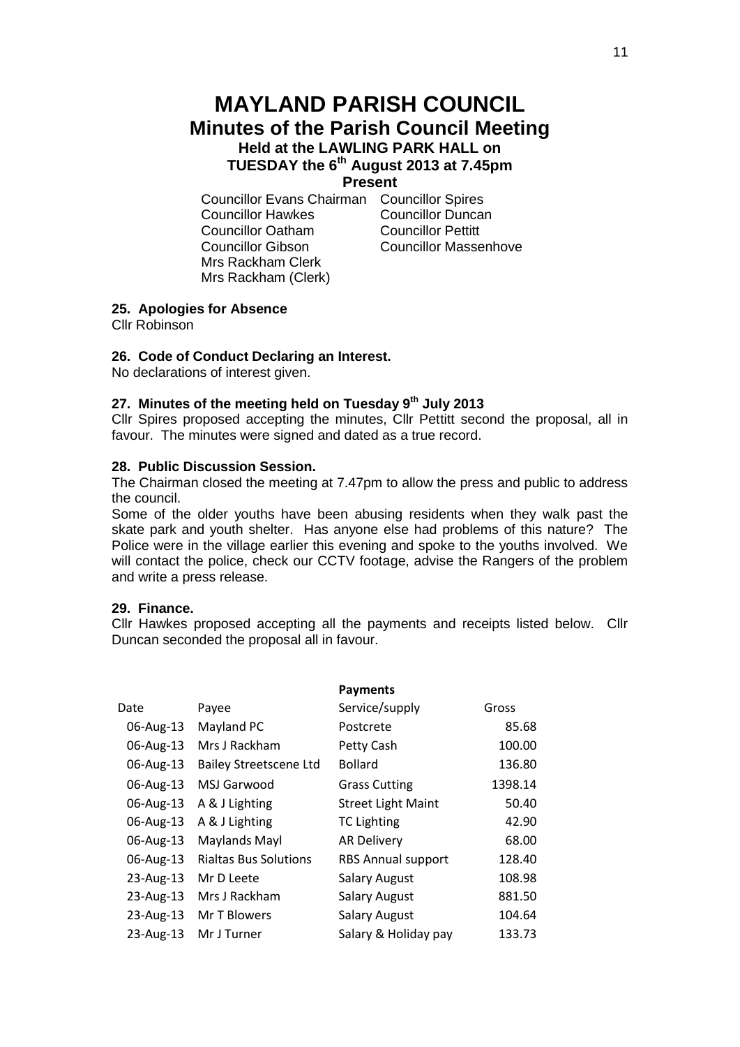# MAYLAND PARISH COUNCIL

## Minutes of the Parish Council Meeting

### Held at the LAWLING PARK HALL on TUESDAY the 6th August 2013 at 7.45pm

### Present

| | |
|---|---|
| Councillor Evans Chairman | Councillor Spires |
| Councillor Hawkes | Councillor Duncan |
| Councillor Oatham | Councillor Pettitt |
| Councillor Gibson | Councillor Massenhove |
| Mrs Rackham Clerk | |
| Mrs Rackham (Clerk) | |

**25. Apologies for Absence**

Cllr Robinson

**26. Code of Conduct Declaring an Interest.**

No declarations of interest given.

**27. Minutes of the meeting held on Tuesday 9th July 2013**

Cllr Spires proposed accepting the minutes, Cllr Pettitt second the proposal, all in favour. The minutes were signed and dated as a true record.

**28. Public Discussion Session.**

The Chairman closed the meeting at 7.47pm to allow the press and public to address the council.

Some of the older youths have been abusing residents when they walk past the skate park and youth shelter. Has anyone else had problems of this nature? The Police were in the village earlier this evening and spoke to the youths involved. We will contact the police, check our CCTV footage, advise the Rangers of the problem and write a press release.

**29. Finance.**

Cllr Hawkes proposed accepting all the payments and receipts listed below. Cllr Duncan seconded the proposal all in favour.

**Payments**

| Date | Payee | Service/supply | Gross |
|---|---|---|---|
| 06-Aug-13 | Mayland PC | Postcrete | 85.68 |
| 06-Aug-13 | Mrs J Rackham | Petty Cash | 100.00 |
| 06-Aug-13 | Bailey Streetscene Ltd | Bollard | 136.80 |
| 06-Aug-13 | MSJ Garwood | Grass Cutting | 1398.14 |
| 06-Aug-13 | A & J Lighting | Street Light Maint | 50.40 |
| 06-Aug-13 | A & J Lighting | TC Lighting | 42.90 |
| 06-Aug-13 | Maylands Mayl | AR Delivery | 68.00 |
| 06-Aug-13 | Rialtas Bus Solutions | RBS Annual support | 128.40 |
| 23-Aug-13 | Mr D Leete | Salary August | 108.98 |
| 23-Aug-13 | Mrs J Rackham | Salary August | 881.50 |
| 23-Aug-13 | Mr T Blowers | Salary August | 104.64 |
| 23-Aug-13 | Mr J Turner | Salary & Holiday pay | 133.73 |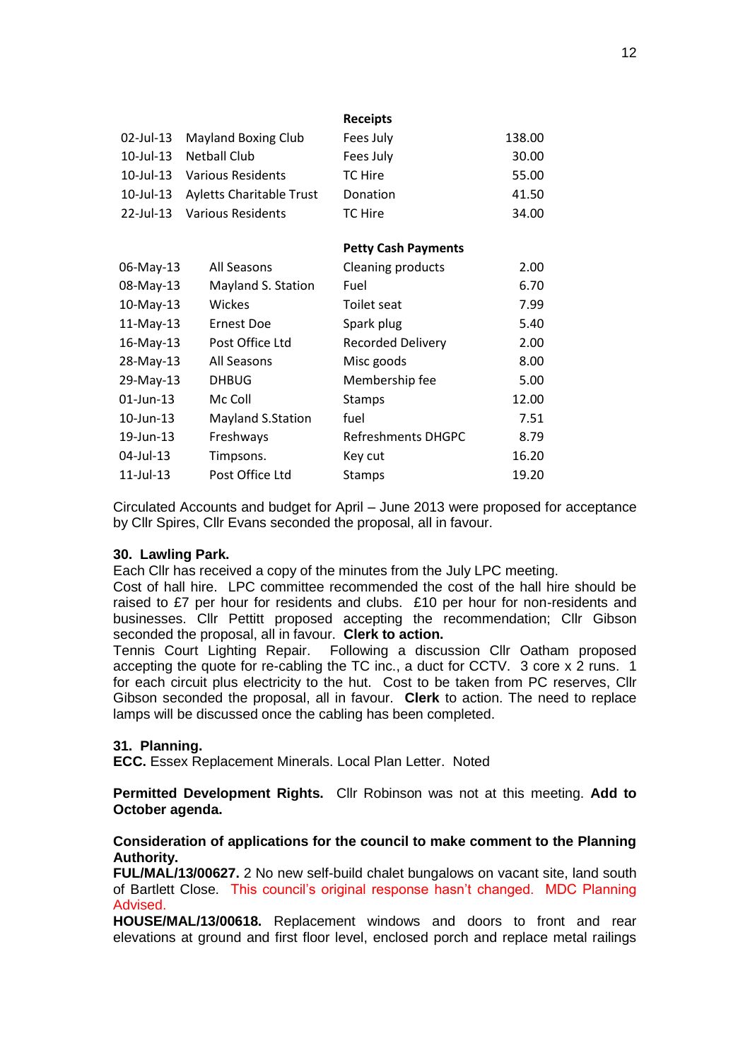| | | **Receipts** | |
|---|---|---|---|
| 02-Jul-13 | Mayland Boxing Club | Fees July | 138.00 |
| 10-Jul-13 | Netball Club | Fees July | 30.00 |
| 10-Jul-13 | Various Residents | TC Hire | 55.00 |
| 10-Jul-13 | Ayletts Charitable Trust | Donation | 41.50 |
| 22-Jul-13 | Various Residents | TC Hire | 34.00 |

| | | **Petty Cash Payments** | |
|---|---|---|---|
| 06-May-13 | All Seasons | Cleaning products | 2.00 |
| 08-May-13 | Mayland S. Station | Fuel | 6.70 |
| 10-May-13 | Wickes | Toilet seat | 7.99 |
| 11-May-13 | Ernest Doe | Spark plug | 5.40 |
| 16-May-13 | Post Office Ltd | Recorded Delivery | 2.00 |
| 28-May-13 | All Seasons | Misc goods | 8.00 |
| 29-May-13 | DHBUG | Membership fee | 5.00 |
| 01-Jun-13 | Mc Coll | Stamps | 12.00 |
| 10-Jun-13 | Mayland S.Station | fuel | 7.51 |
| 19-Jun-13 | Freshways | Refreshments DHGPC | 8.79 |
| 04-Jul-13 | Timpsons. | Key cut | 16.20 |
| 11-Jul-13 | Post Office Ltd | Stamps | 19.20 |

Circulated Accounts and budget for April – June 2013 were proposed for acceptance by Cllr Spires, Cllr Evans seconded the proposal, all in favour.

**30. Lawling Park.**

Each Cllr has received a copy of the minutes from the July LPC meeting.

Cost of hall hire. LPC committee recommended the cost of the hall hire should be raised to £7 per hour for residents and clubs. £10 per hour for non-residents and businesses. Cllr Pettitt proposed accepting the recommendation; Cllr Gibson seconded the proposal, all in favour. **Clerk to action.**

Tennis Court Lighting Repair. Following a discussion Cllr Oatham proposed accepting the quote for re-cabling the TC inc., a duct for CCTV. 3 core x 2 runs. 1 for each circuit plus electricity to the hut. Cost to be taken from PC reserves, Cllr Gibson seconded the proposal, all in favour. **Clerk** to action. The need to replace lamps will be discussed once the cabling has been completed.

**31. Planning.**

**ECC.** Essex Replacement Minerals. Local Plan Letter. Noted

**Permitted Development Rights.** Cllr Robinson was not at this meeting. **Add to October agenda.**

**Consideration of applications for the council to make comment to the Planning Authority.**

**FUL/MAL/13/00627.** 2 No new self-build chalet bungalows on vacant site, land south of Bartlett Close. This council's original response hasn't changed. MDC Planning Advised.

**HOUSE/MAL/13/00618.** Replacement windows and doors to front and rear elevations at ground and first floor level, enclosed porch and replace metal railings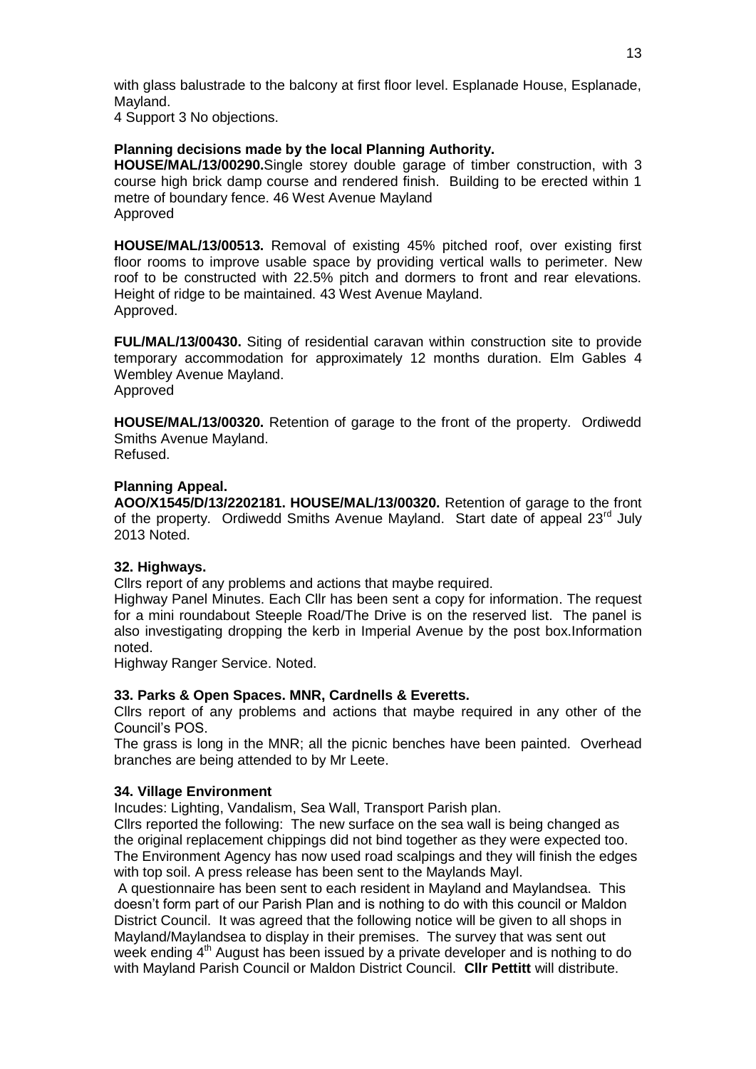with glass balustrade to the balcony at first floor level. Esplanade House, Esplanade, Mayland.
4 Support 3 No objections.

**Planning decisions made by the local Planning Authority.**

**HOUSE/MAL/13/00290.**Single storey double garage of timber construction, with 3 course high brick damp course and rendered finish. Building to be erected within 1 metre of boundary fence. 46 West Avenue Mayland
Approved

**HOUSE/MAL/13/00513.** Removal of existing 45% pitched roof, over existing first floor rooms to improve usable space by providing vertical walls to perimeter. New roof to be constructed with 22.5% pitch and dormers to front and rear elevations. Height of ridge to be maintained. 43 West Avenue Mayland.
Approved.

**FUL/MAL/13/00430.** Siting of residential caravan within construction site to provide temporary accommodation for approximately 12 months duration. Elm Gables 4 Wembley Avenue Mayland.
Approved

**HOUSE/MAL/13/00320.** Retention of garage to the front of the property. Ordiwedd Smiths Avenue Mayland.
Refused.

**Planning Appeal.**

**AOO/X1545/D/13/2202181. HOUSE/MAL/13/00320.** Retention of garage to the front of the property. Ordiwedd Smiths Avenue Mayland. Start date of appeal 23rd July 2013 Noted.

**32. Highways.**

Cllrs report of any problems and actions that maybe required.
Highway Panel Minutes. Each Cllr has been sent a copy for information. The request for a mini roundabout Steeple Road/The Drive is on the reserved list. The panel is also investigating dropping the kerb in Imperial Avenue by the post box.Information noted.
Highway Ranger Service. Noted.

**33. Parks & Open Spaces. MNR, Cardnells & Everetts.**

Cllrs report of any problems and actions that maybe required in any other of the Council's POS.
The grass is long in the MNR; all the picnic benches have been painted. Overhead branches are being attended to by Mr Leete.

**34. Village Environment**

Incudes: Lighting, Vandalism, Sea Wall, Transport Parish plan.
Cllrs reported the following: The new surface on the sea wall is being changed as the original replacement chippings did not bind together as they were expected too. The Environment Agency has now used road scalpings and they will finish the edges with top soil. A press release has been sent to the Maylands Mayl.
A questionnaire has been sent to each resident in Mayland and Maylandsea. This doesn't form part of our Parish Plan and is nothing to do with this council or Maldon District Council. It was agreed that the following notice will be given to all shops in Mayland/Maylandsea to display in their premises. The survey that was sent out week ending 4th August has been issued by a private developer and is nothing to do with Mayland Parish Council or Maldon District Council. **Cllr Pettitt** will distribute.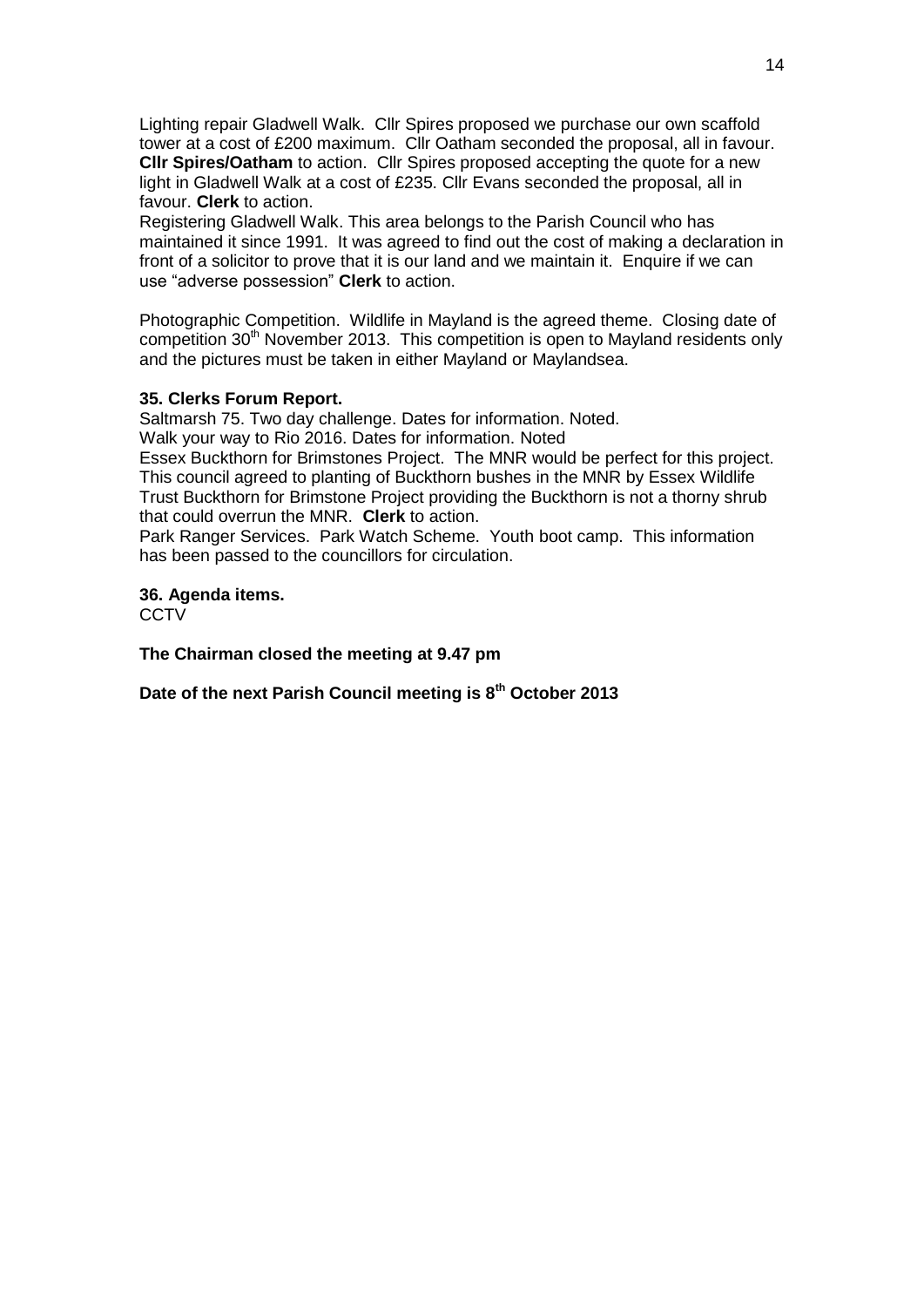Lighting repair Gladwell Walk. Cllr Spires proposed we purchase our own scaffold tower at a cost of £200 maximum. Cllr Oatham seconded the proposal, all in favour. **Cllr Spires/Oatham** to action. Cllr Spires proposed accepting the quote for a new light in Gladwell Walk at a cost of £235. Cllr Evans seconded the proposal, all in favour. **Clerk** to action.

Registering Gladwell Walk. This area belongs to the Parish Council who has maintained it since 1991. It was agreed to find out the cost of making a declaration in front of a solicitor to prove that it is our land and we maintain it. Enquire if we can use "adverse possession" **Clerk** to action.

Photographic Competition. Wildlife in Mayland is the agreed theme. Closing date of competition 30th November 2013. This competition is open to Mayland residents only and the pictures must be taken in either Mayland or Maylandsea.

**35. Clerks Forum Report.**

Saltmarsh 75. Two day challenge. Dates for information. Noted.

Walk your way to Rio 2016. Dates for information. Noted

Essex Buckthorn for Brimstones Project. The MNR would be perfect for this project. This council agreed to planting of Buckthorn bushes in the MNR by Essex Wildlife Trust Buckthorn for Brimstone Project providing the Buckthorn is not a thorny shrub that could overrun the MNR. **Clerk** to action.

Park Ranger Services. Park Watch Scheme. Youth boot camp. This information has been passed to the councillors for circulation.

**36. Agenda items.**

CCTV

**The Chairman closed the meeting at 9.47 pm**

**Date of the next Parish Council meeting is 8th October 2013**